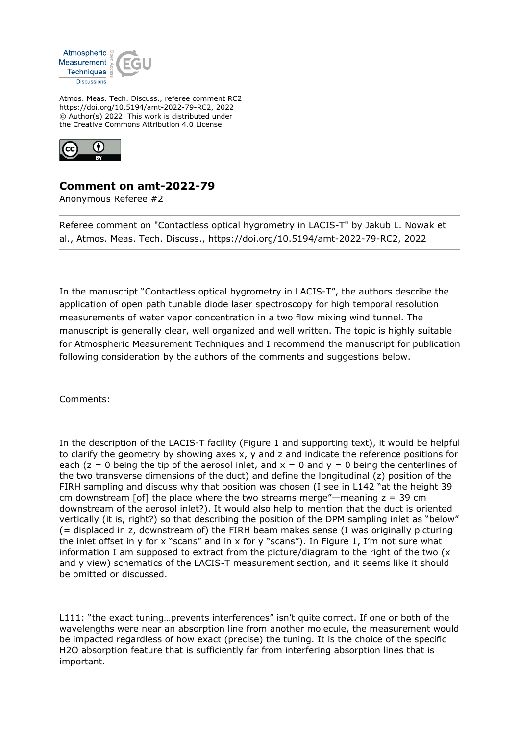Atmos. Meas. Tech. Discuss., referee comment RC2
https://doi.org/10.5194/amt-2022-79-RC2, 2022
© Author(s) 2022. This work is distributed under
the Creative Commons Attribution 4.0 License.

## Comment on amt-2022-79

Anonymous Referee #2

Referee comment on "Contactless optical hygrometry in LACIS-T" by Jakub L. Nowak et al., Atmos. Meas. Tech. Discuss., https://doi.org/10.5194/amt-2022-79-RC2, 2022

In the manuscript "Contactless optical hygrometry in LACIS-T", the authors describe the application of open path tunable diode laser spectroscopy for high temporal resolution measurements of water vapor concentration in a two flow mixing wind tunnel. The manuscript is generally clear, well organized and well written. The topic is highly suitable for Atmospheric Measurement Techniques and I recommend the manuscript for publication following consideration by the authors of the comments and suggestions below.

Comments:

In the description of the LACIS-T facility (Figure 1 and supporting text), it would be helpful to clarify the geometry by showing axes x, y and z and indicate the reference positions for each (z = 0 being the tip of the aerosol inlet, and x = 0 and y = 0 being the centerlines of the two transverse dimensions of the duct) and define the longitudinal (z) position of the FIRH sampling and discuss why that position was chosen (I see in L142 "at the height 39 cm downstream [of] the place where the two streams merge"—meaning z = 39 cm downstream of the aerosol inlet?). It would also help to mention that the duct is oriented vertically (it is, right?) so that describing the position of the DPM sampling inlet as "below" (= displaced in z, downstream of) the FIRH beam makes sense (I was originally picturing the inlet offset in y for x "scans" and in x for y "scans"). In Figure 1, I'm not sure what information I am supposed to extract from the picture/diagram to the right of the two (x and y view) schematics of the LACIS-T measurement section, and it seems like it should be omitted or discussed.

L111: "the exact tuning…prevents interferences" isn't quite correct. If one or both of the wavelengths were near an absorption line from another molecule, the measurement would be impacted regardless of how exact (precise) the tuning. It is the choice of the specific $H_2O$ absorption feature that is sufficiently far from interfering absorption lines that is important.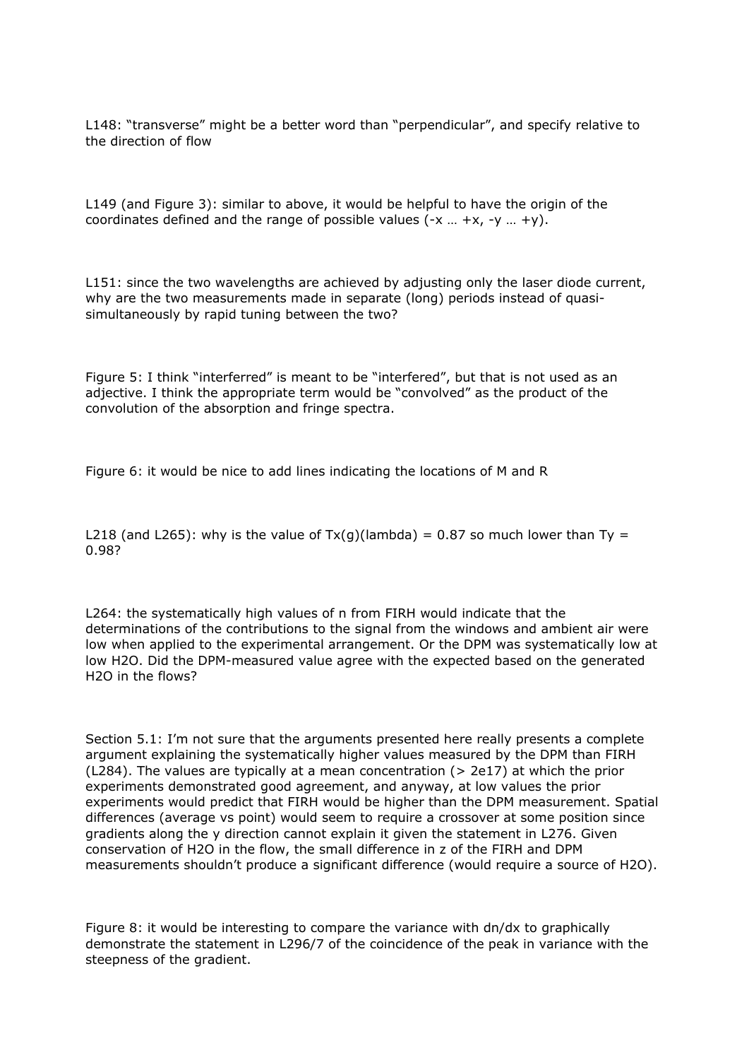L148: “transverse” might be a better word than “perpendicular”, and specify relative to the direction of flow

L149 (and Figure 3): similar to above, it would be helpful to have the origin of the coordinates defined and the range of possible values ($-x \ldots +x$, $-y \ldots +y$).

L151: since the two wavelengths are achieved by adjusting only the laser diode current, why are the two measurements made in separate (long) periods instead of quasi-simultaneously by rapid tuning between the two?

Figure 5: I think “interferred” is meant to be “interfered”, but that is not used as an adjective. I think the appropriate term would be “convolved” as the product of the convolution of the absorption and fringe spectra.

Figure 6: it would be nice to add lines indicating the locations of M and R

L218 (and L265): why is the value of $T_{x(g)}(\lambda) = 0.87$ so much lower than $T_y = 0.98$?

L264: the systematically high values of n from FIRH would indicate that the determinations of the contributions to the signal from the windows and ambient air were low when applied to the experimental arrangement. Or the DPM was systematically low at low $H_2O$. Did the DPM-measured value agree with the expected based on the generated $H_2O$ in the flows?

Section 5.1: I’m not sure that the arguments presented here really presents a complete argument explaining the systematically higher values measured by the DPM than FIRH (L284). The values are typically at a mean concentration (> 2e17) at which the prior experiments demonstrated good agreement, and anyway, at low values the prior experiments would predict that FIRH would be higher than the DPM measurement. Spatial differences (average vs point) would seem to require a crossover at some position since gradients along the y direction cannot explain it given the statement in L276. Given conservation of $H_2O$ in the flow, the small difference in z of the FIRH and DPM measurements shouldn’t produce a significant difference (would require a source of $H_2O$).

Figure 8: it would be interesting to compare the variance with $dn/dx$ to graphically demonstrate the statement in L296/7 of the coincidence of the peak in variance with the steepness of the gradient.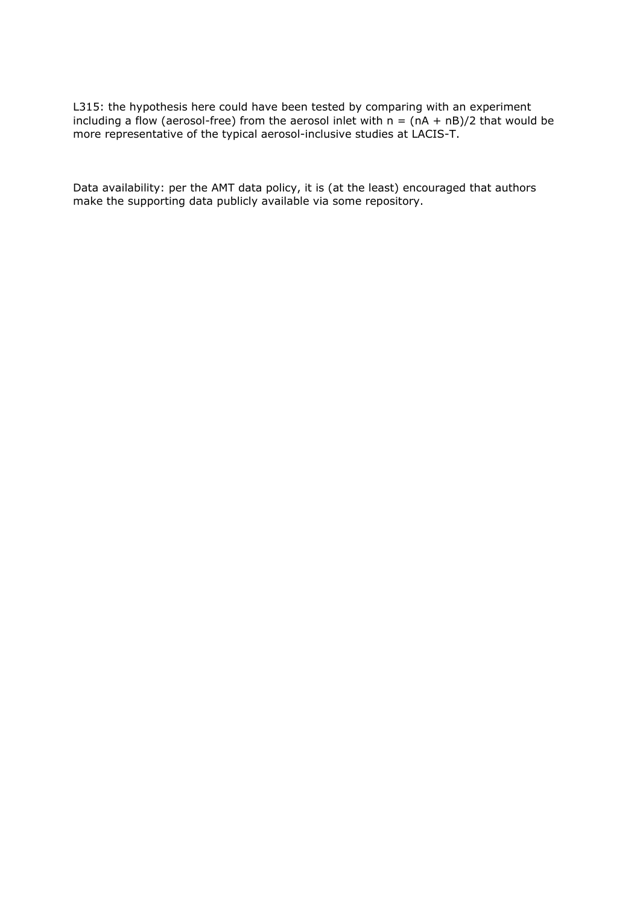L315: the hypothesis here could have been tested by comparing with an experiment including a flow (aerosol-free) from the aerosol inlet with $n = (n_A + n_B)/2$ that would be more representative of the typical aerosol-inclusive studies at LACIS-T.

Data availability: per the AMT data policy, it is (at the least) encouraged that authors make the supporting data publicly available via some repository.